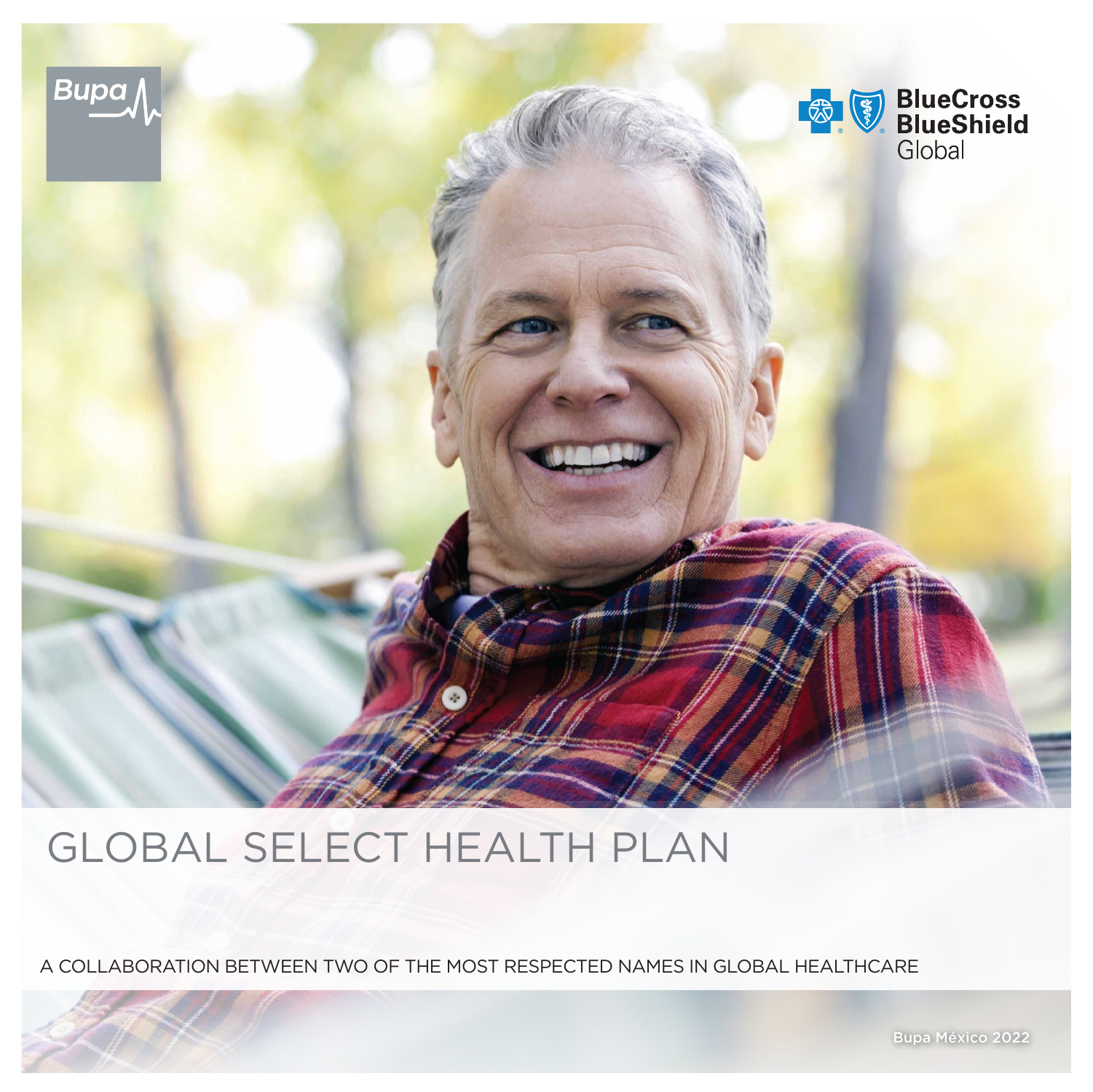Bupa

BlueCross BlueShield Global

# GLOBAL SELECT HEALTH PLAN

A COLLABORATION BETWEEN TWO OF THE MOST RESPECTED NAMES IN GLOBAL HEALTHCARE

Bupa México 2022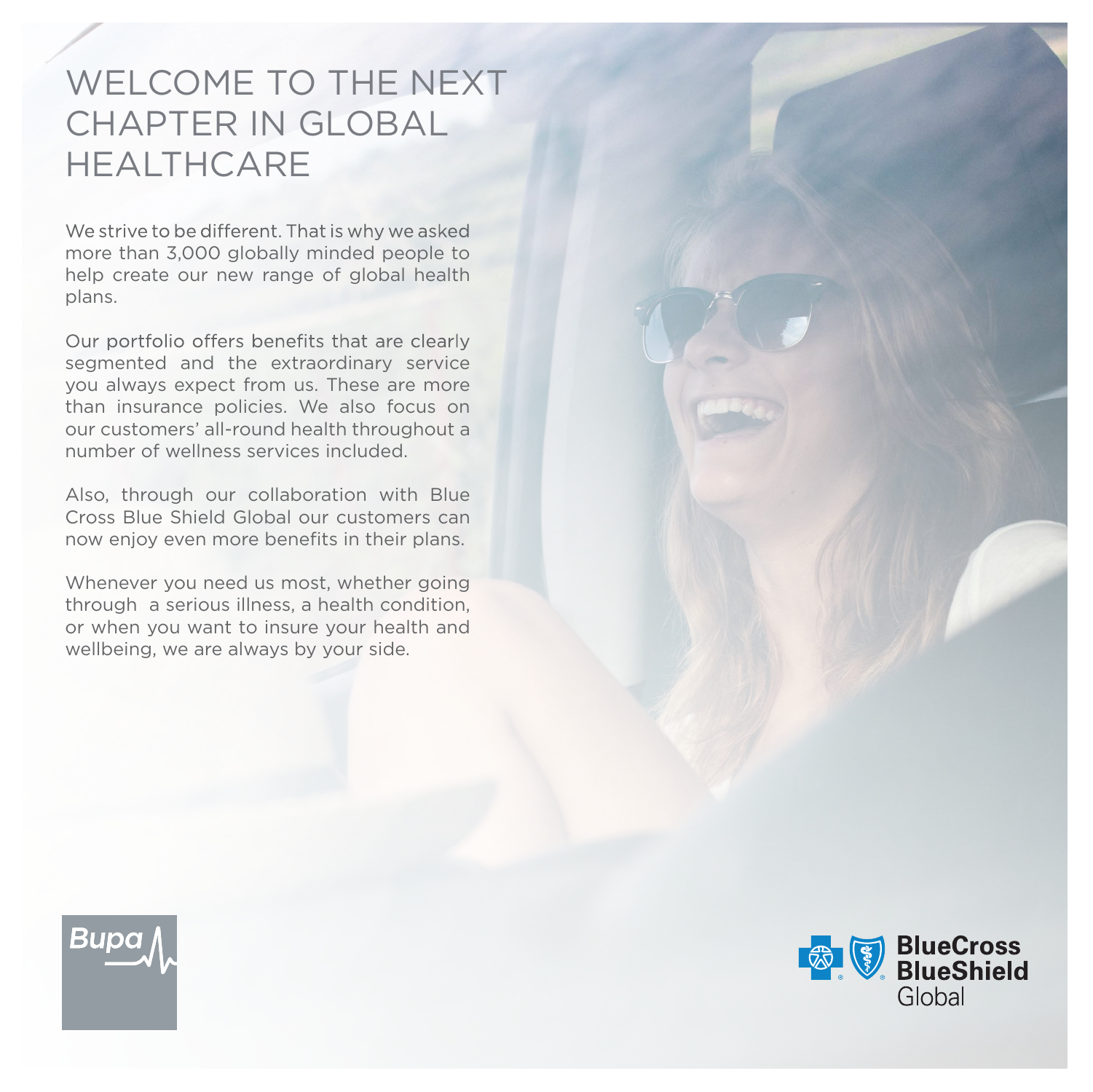# WELCOME TO THE NEXT CHAPTER IN GLOBAL HEALTHCARE

We strive to be different. That is why we asked more than 3,000 globally minded people to help create our new range of global health plans.

Our portfolio offers benefits that are clearly segmented and the extraordinary service you always expect from us. These are more than insurance policies. We also focus on our customers' all-round health throughout a number of wellness services included.

Also, through our collaboration with Blue Cross Blue Shield Global our customers can now enjoy even more benefits in their plans.

Whenever you need us most, whether going through a serious illness, a health condition, or when you want to insure your health and wellbeing, we are always by your side.

Bupa

BlueCross BlueShield Global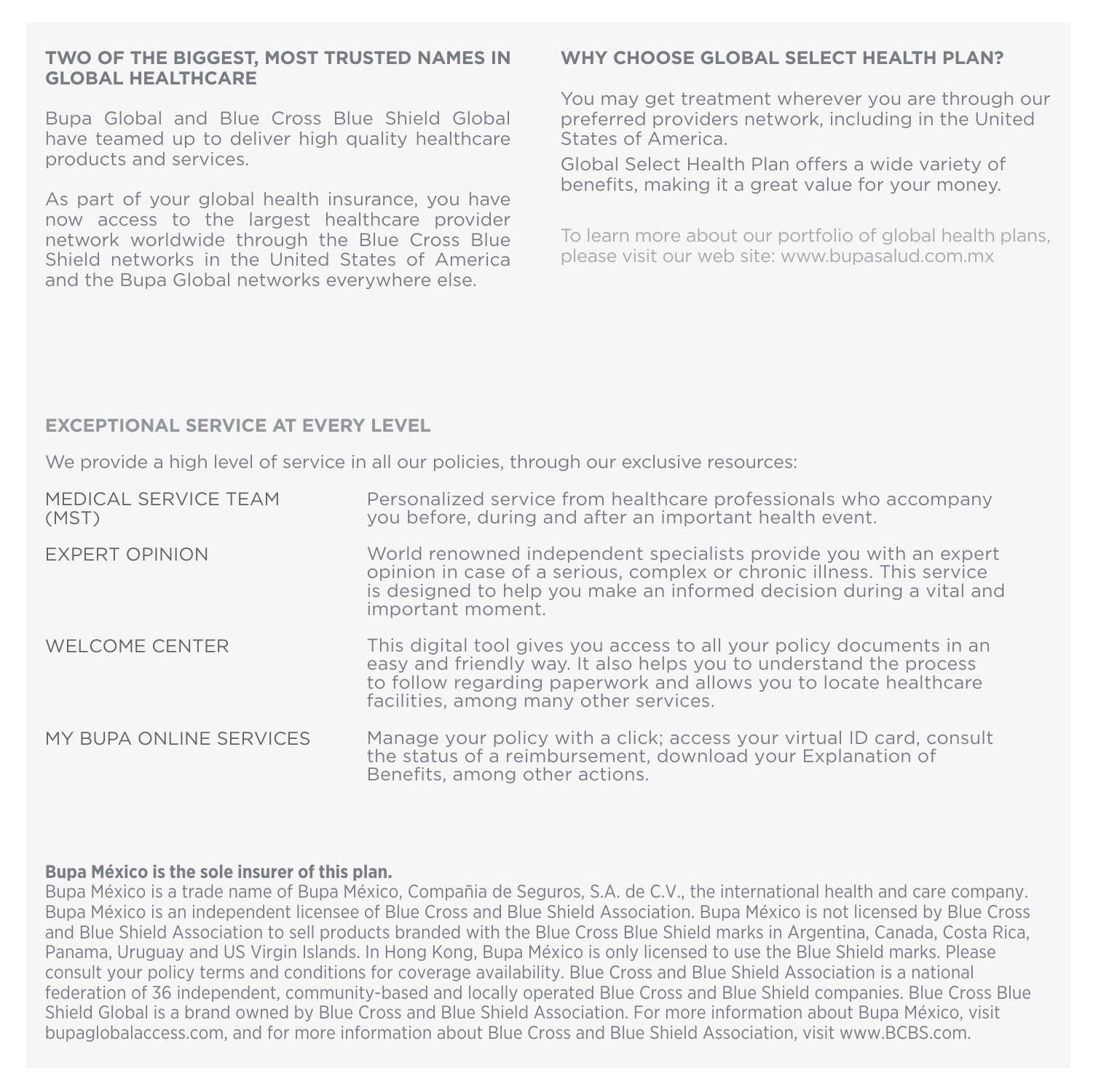## TWO OF THE BIGGEST, MOST TRUSTED NAMES IN GLOBAL HEALTHCARE

Bupa Global and Blue Cross Blue Shield Global have teamed up to deliver high quality healthcare products and services.

As part of your global health insurance, you have now access to the largest healthcare provider network worldwide through the Blue Cross Blue Shield networks in the United States of America and the Bupa Global networks everywhere else.

## WHY CHOOSE GLOBAL SELECT HEALTH PLAN?

You may get treatment wherever you are through our preferred providers network, including in the United States of America.

Global Select Health Plan offers a wide variety of benefits, making it a great value for your money.

To learn more about our portfolio of global health plans, please visit our web site: www.bupasalud.com.mx

## EXCEPTIONAL SERVICE AT EVERY LEVEL

We provide a high level of service in all our policies, through our exclusive resources:

| | |
|---|---|
| MEDICAL SERVICE TEAM (MST) | Personalized service from healthcare professionals who accompany you before, during and after an important health event. |
| EXPERT OPINION | World renowned independent specialists provide you with an expert opinion in case of a serious, complex or chronic illness. This service is designed to help you make an informed decision during a vital and important moment. |
| WELCOME CENTER | This digital tool gives you access to all your policy documents in an easy and friendly way. It also helps you to understand the process to follow regarding paperwork and allows you to locate healthcare facilities, among many other services. |
| MY BUPA ONLINE SERVICES | Manage your policy with a click; access your virtual ID card, consult the status of a reimbursement, download your Explanation of Benefits, among other actions. |

**Bupa México is the sole insurer of this plan.**
Bupa México is a trade name of Bupa México, Compañia de Seguros, S.A. de C.V., the international health and care company. Bupa México is an independent licensee of Blue Cross and Blue Shield Association. Bupa México is not licensed by Blue Cross and Blue Shield Association to sell products branded with the Blue Cross Blue Shield marks in Argentina, Canada, Costa Rica, Panama, Uruguay and US Virgin Islands. In Hong Kong, Bupa México is only licensed to use the Blue Shield marks. Please consult your policy terms and conditions for coverage availability. Blue Cross and Blue Shield Association is a national federation of 36 independent, community-based and locally operated Blue Cross and Blue Shield companies. Blue Cross Blue Shield Global is a brand owned by Blue Cross and Blue Shield Association. For more information about Bupa México, visit bupaglobalaccess.com, and for more information about Blue Cross and Blue Shield Association, visit www.BCBS.com.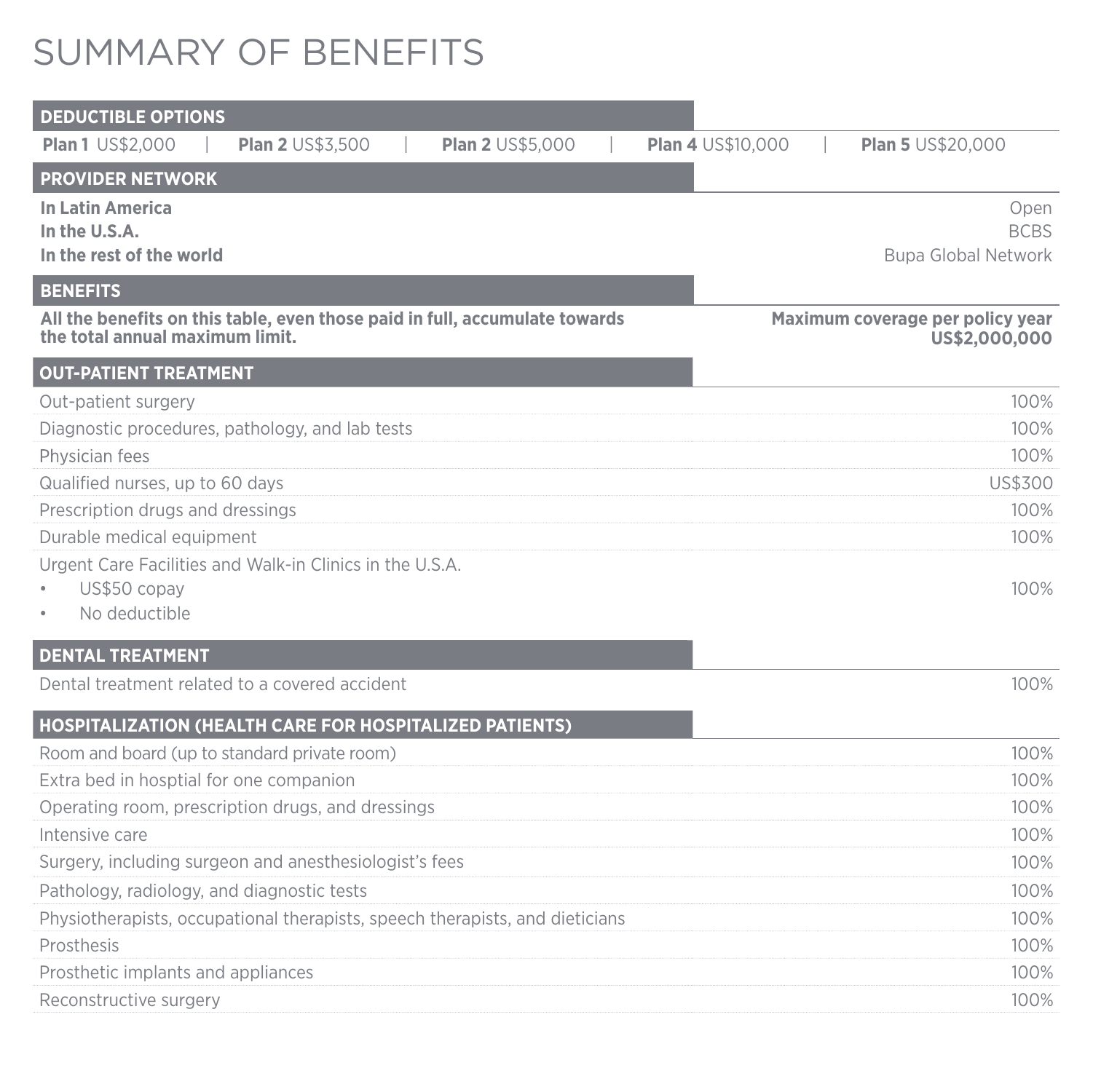# SUMMARY OF BENEFITS

| | |
|---|---|
| **DEDUCTIBLE OPTIONS** | |
| **Plan 1** US$2,000 \| **Plan 2** US$3,500 \| **Plan 2** US$5,000 \| **Plan 4** US$10,000 \| **Plan 5** US$20,000 | |
| **PROVIDER NETWORK** | |
| **In Latin America** | Open |
| **In the U.S.A.** | BCBS |
| **In the rest of the world** | Bupa Global Network |
| **BENEFITS** | |
| **All the benefits on this table, even those paid in full, accumulate towards the total annual maximum limit.** | **Maximum coverage per policy year US$2,000,000** |
| **OUT-PATIENT TREATMENT** | |
| Out-patient surgery | 100% |
| Diagnostic procedures, pathology, and lab tests | 100% |
| Physician fees | 100% |
| Qualified nurses, up to 60 days | US$300 |
| Prescription drugs and dressings | 100% |
| Durable medical equipment | 100% |
| Urgent Care Facilities and Walk-in Clinics in the U.S.A.<br>• US$50 copay<br>• No deductible | 100% |
| **DENTAL TREATMENT** | |
| Dental treatment related to a covered accident | 100% |
| **HOSPITALIZATION (HEALTH CARE FOR HOSPITALIZED PATIENTS)** | |
| Room and board (up to standard private room) | 100% |
| Extra bed in hosptial for one companion | 100% |
| Operating room, prescription drugs, and dressings | 100% |
| Intensive care | 100% |
| Surgery, including surgeon and anesthesiologist's fees | 100% |
| Pathology, radiology, and diagnostic tests | 100% |
| Physiotherapists, occupational therapists, speech therapists, and dieticians | 100% |
| Prosthesis | 100% |
| Prosthetic implants and appliances | 100% |
| Reconstructive surgery | 100% |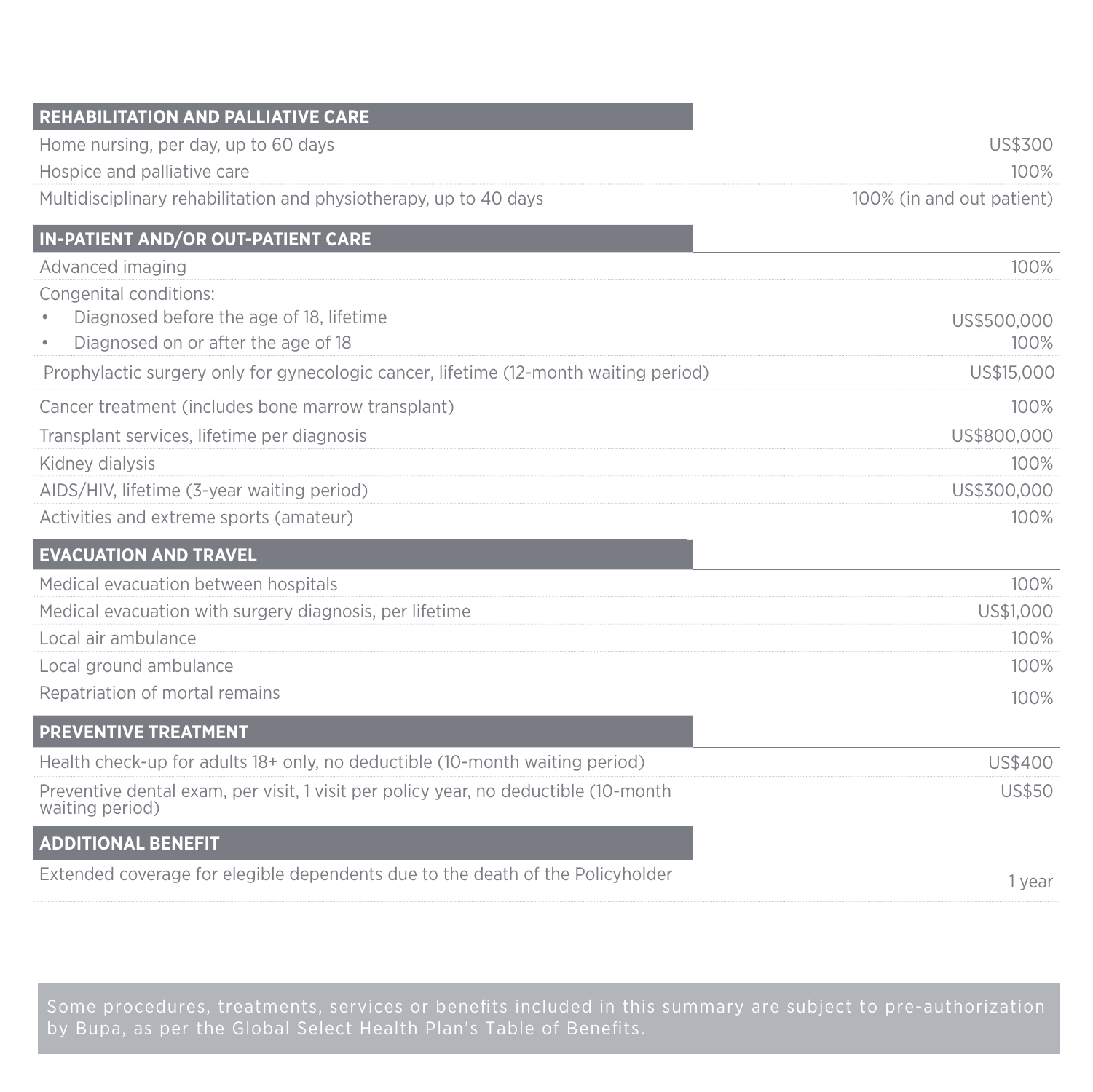| REHABILITATION AND PALLIATIVE CARE | |
|---|---|
| Home nursing, per day, up to 60 days | US$300 |
| Hospice and palliative care | 100% |
| Multidisciplinary rehabilitation and physiotherapy, up to 40 days | 100% (in and out patient) |

| IN-PATIENT AND/OR OUT-PATIENT CARE | |
|---|---|
| Advanced imaging | 100% |
| Congenital conditions: | |
| • Diagnosed before the age of 18, lifetime | US$500,000 |
| • Diagnosed on or after the age of 18 | 100% |
| Prophylactic surgery only for gynecologic cancer, lifetime (12-month waiting period) | US$15,000 |
| Cancer treatment (includes bone marrow transplant) | 100% |
| Transplant services, lifetime per diagnosis | US$800,000 |
| Kidney dialysis | 100% |
| AIDS/HIV, lifetime (3-year waiting period) | US$300,000 |
| Activities and extreme sports (amateur) | 100% |

| EVACUATION AND TRAVEL | |
|---|---|
| Medical evacuation between hospitals | 100% |
| Medical evacuation with surgery diagnosis, per lifetime | US$1,000 |
| Local air ambulance | 100% |
| Local ground ambulance | 100% |
| Repatriation of mortal remains | 100% |

| PREVENTIVE TREATMENT | |
|---|---|
| Health check-up for adults 18+ only, no deductible (10-month waiting period) | US$400 |
| Preventive dental exam, per visit, 1 visit per policy year, no deductible (10-month waiting period) | US$50 |

| ADDITIONAL BENEFIT | |
|---|---|
| Extended coverage for elegible dependents due to the death of the Policyholder | 1 year |

Some procedures, treatments, services or benefits included in this summary are subject to pre-authorization by Bupa, as per the Global Select Health Plan's Table of Benefits.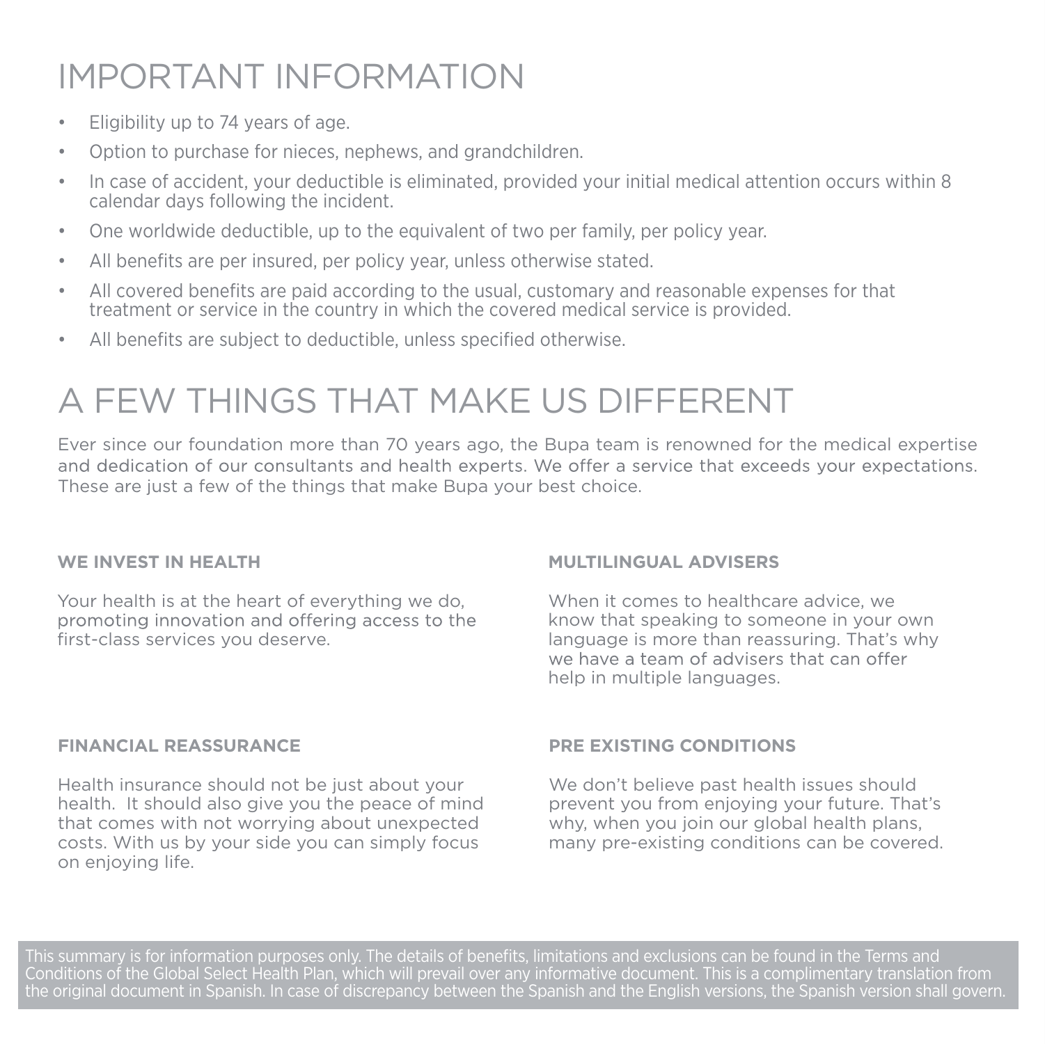# IMPORTANT INFORMATION

- Eligibility up to 74 years of age.
- Option to purchase for nieces, nephews, and grandchildren.
- In case of accident, your deductible is eliminated, provided your initial medical attention occurs within 8 calendar days following the incident.
- One worldwide deductible, up to the equivalent of two per family, per policy year.
- All benefits are per insured, per policy year, unless otherwise stated.
- All covered benefits are paid according to the usual, customary and reasonable expenses for that treatment or service in the country in which the covered medical service is provided.
- All benefits are subject to deductible, unless specified otherwise.

# A FEW THINGS THAT MAKE US DIFFERENT

Ever since our foundation more than 70 years ago, the Bupa team is renowned for the medical expertise and dedication of our consultants and health experts. We offer a service that exceeds your expectations. These are just a few of the things that make Bupa your best choice.

**WE INVEST IN HEALTH**

Your health is at the heart of everything we do, promoting innovation and offering access to the first-class services you deserve.

**MULTILINGUAL ADVISERS**

When it comes to healthcare advice, we know that speaking to someone in your own language is more than reassuring. That's why we have a team of advisers that can offer help in multiple languages.

**FINANCIAL REASSURANCE**

Health insurance should not be just about your health. It should also give you the peace of mind that comes with not worrying about unexpected costs. With us by your side you can simply focus on enjoying life.

**PRE EXISTING CONDITIONS**

We don't believe past health issues should prevent you from enjoying your future. That's why, when you join our global health plans, many pre-existing conditions can be covered.

This summary is for information purposes only. The details of benefits, limitations and exclusions can be found in the Terms and Conditions of the Global Select Health Plan, which will prevail over any informative document. This is a complimentary translation from the original document in Spanish. In case of discrepancy between the Spanish and the English versions, the Spanish version shall govern.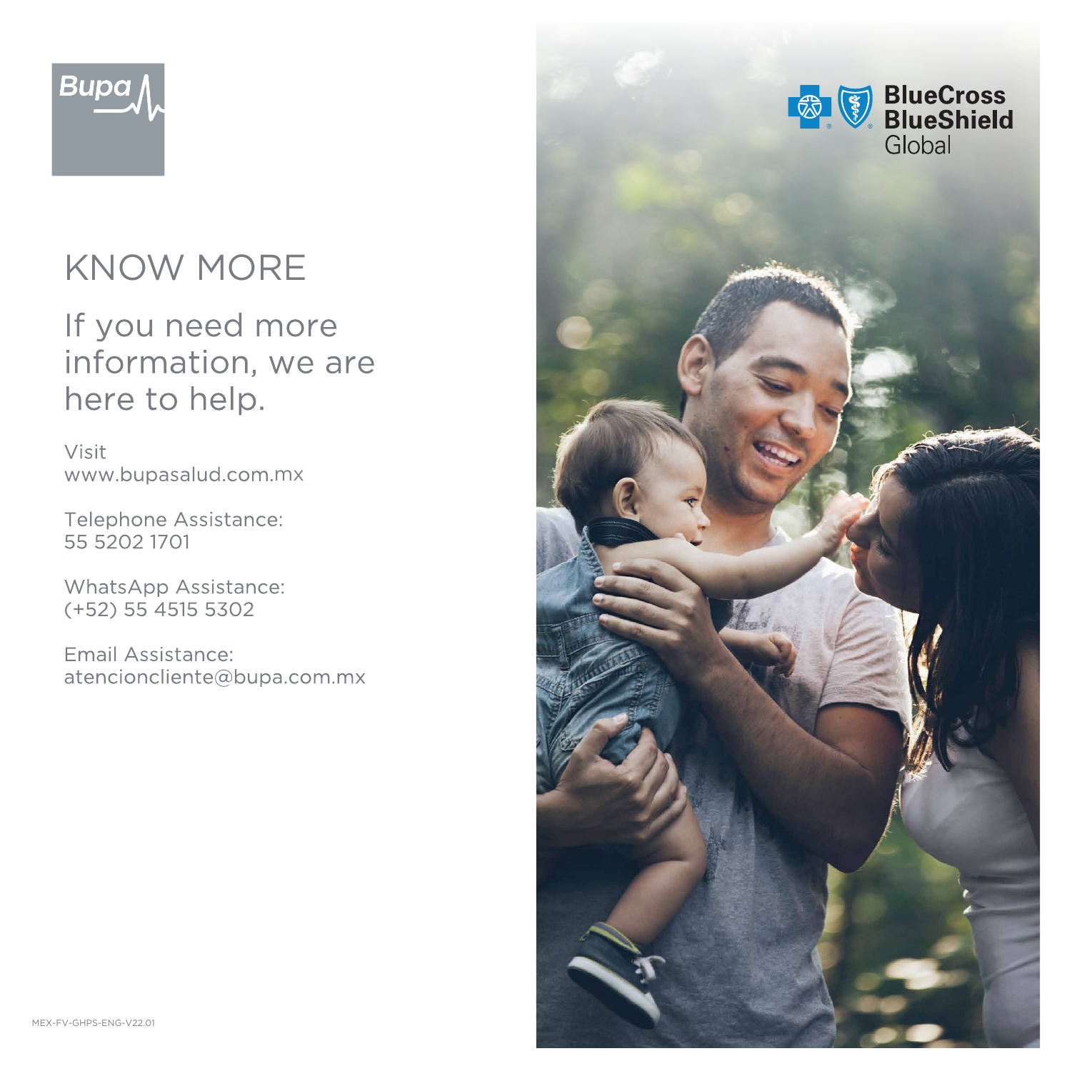Bupa

BlueCross BlueShield Global

# KNOW MORE

## If you need more information, we are here to help.

Visit
www.bupasalud.com.mx

Telephone Assistance:
55 5202 1701

WhatsApp Assistance:
(+52) 55 4515 5302

Email Assistance:
atencioncliente@bupa.com.mx

MEX-FV-GHPS-ENG-V22.01